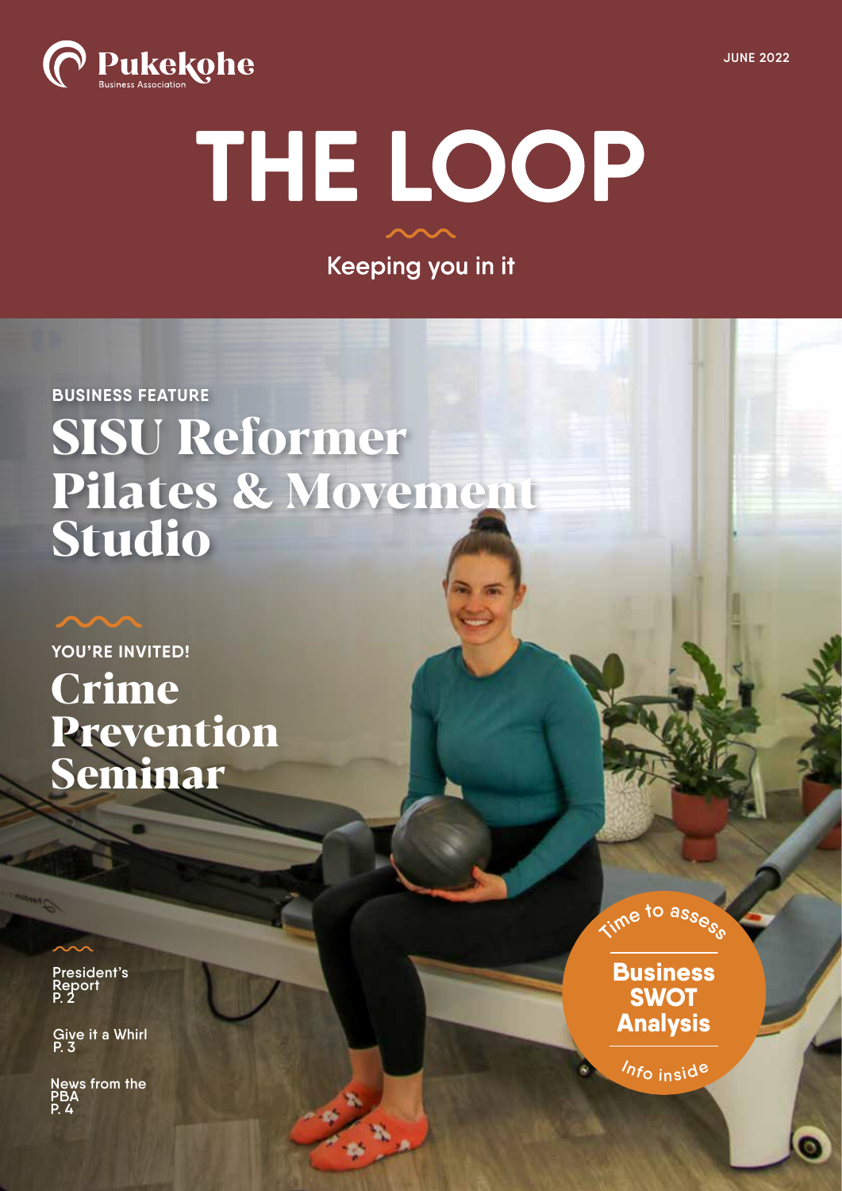Pukekohe Business Association

JUNE 2022

# THE LOOP

Keeping you in it

BUSINESS FEATURE

## SISU Reformer Pilates & Movement Studio

YOU'RE INVITED!

## Crime Prevention Seminar

President's Report P. 2

Give it a Whirl P. 3

News from the PBA P. 4

Time to assess

**Business SWOT Analysis**

Info inside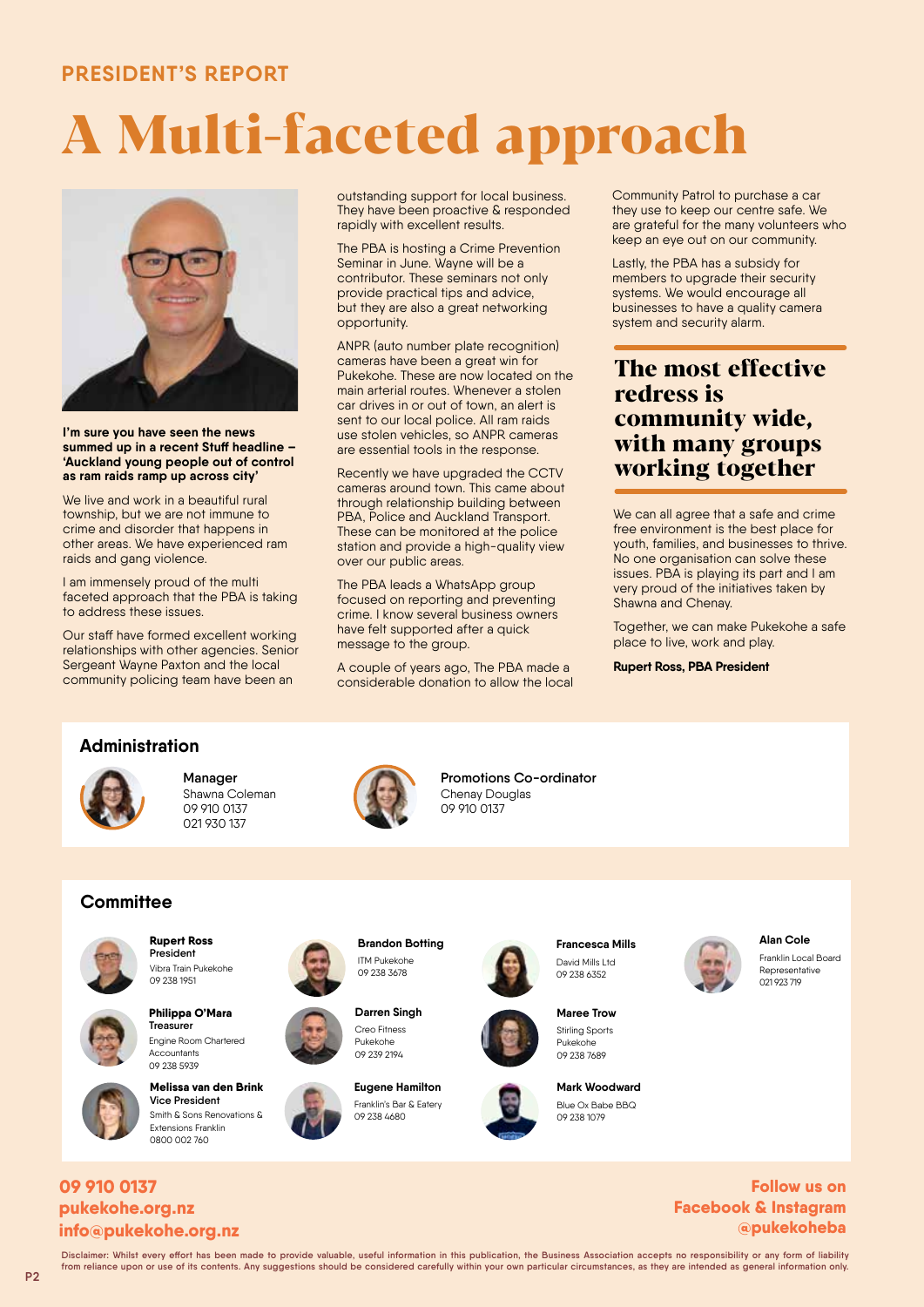## PRESIDENT'S REPORT

# A Multi-faceted approach

**I'm sure you have seen the news summed up in a recent Stuff headline – 'Auckland young people out of control as ram raids ramp up across city'**

We live and work in a beautiful rural township, but we are not immune to crime and disorder that happens in other areas. We have experienced ram raids and gang violence.

I am immensely proud of the multi faceted approach that the PBA is taking to address these issues.

Our staff have formed excellent working relationships with other agencies. Senior Sergeant Wayne Paxton and the local community policing team have been an outstanding support for local business. They have been proactive & responded rapidly with excellent results.

The PBA is hosting a Crime Prevention Seminar in June. Wayne will be a contributor. These seminars not only provide practical tips and advice, but they are also a great networking opportunity.

ANPR (auto number plate recognition) cameras have been a great win for Pukekohe. These are now located on the main arterial routes. Whenever a stolen car drives in or out of town, an alert is sent to our local police. All ram raids use stolen vehicles, so ANPR cameras are essential tools in the response.

Recently we have upgraded the CCTV cameras around town. This came about through relationship building between PBA, Police and Auckland Transport. These can be monitored at the police station and provide a high-quality view over our public areas.

The PBA leads a WhatsApp group focused on reporting and preventing crime. I know several business owners have felt supported after a quick message to the group.

A couple of years ago, The PBA made a considerable donation to allow the local Community Patrol to purchase a car they use to keep our centre safe. We are grateful for the many volunteers who keep an eye out on our community.

Lastly, the PBA has a subsidy for members to upgrade their security systems. We would encourage all businesses to have a quality camera system and security alarm.

**The most effective redress is community wide, with many groups working together**

We can all agree that a safe and crime free environment is the best place for youth, families, and businesses to thrive. No one organisation can solve these issues. PBA is playing its part and I am very proud of the initiatives taken by Shawna and Chenay.

Together, we can make Pukekohe a safe place to live, work and play.

**Rupert Ross, PBA President**

## Administration

**Manager**
Shawna Coleman
09 910 0137
021 930 137

**Promotions Co-ordinator**
Chenay Douglas
09 910 0137

## Committee

**Rupert Ross**
**President**
Vibra Train Pukekohe
09 238 1951

**Philippa O'Mara**
**Treasurer**
Engine Room Chartered Accountants
09 238 5939

**Melissa van den Brink**
**Vice President**
Smith & Sons Renovations & Extensions Franklin
0800 002 760

**Brandon Botting**
ITM Pukekohe
09 238 3678

**Darren Singh**
Creo Fitness Pukekohe
09 239 2194

**Eugene Hamilton**
Franklin's Bar & Eatery
09 238 4680

**Francesca Mills**
David Mills Ltd
09 238 6352

**Maree Trow**
Stirling Sports Pukekohe
09 238 7689

**Mark Woodward**
Blue Ox Babe BBQ
09 238 1079

**Alan Cole**
Franklin Local Board Representative
021 923 719

**09 910 0137**
**pukekohe.org.nz**
**info@pukekohe.org.nz**

**Follow us on Facebook & Instagram @pukekoheba**

Disclaimer: Whilst every effort has been made to provide valuable, useful information in this publication, the Business Association accepts no responsibility or any form of liability from reliance upon or use of its contents. Any suggestions should be considered carefully within your own particular circumstances, as they are intended as general information only.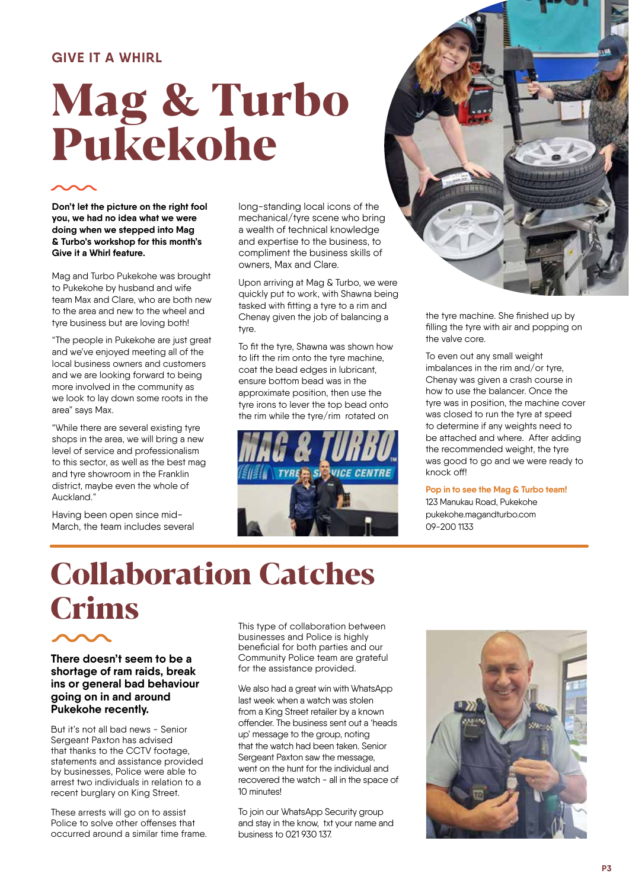GIVE IT A WHIRL

# Mag & Turbo Pukekohe

**Don't let the picture on the right fool you, we had no idea what we were doing when we stepped into Mag & Turbo's workshop for this month's Give it a Whirl feature.**

Mag and Turbo Pukekohe was brought to Pukekohe by husband and wife team Max and Clare, who are both new to the area and new to the wheel and tyre business but are loving both!

"The people in Pukekohe are just great and we've enjoyed meeting all of the local business owners and customers and we are looking forward to being more involved in the community as we look to lay down some roots in the area" says Max.

"While there are several existing tyre shops in the area, we will bring a new level of service and professionalism to this sector, as well as the best mag and tyre showroom in the Franklin district, maybe even the whole of Auckland."

Having been open since mid-March, the team includes several long-standing local icons of the mechanical/tyre scene who bring a wealth of technical knowledge and expertise to the business, to compliment the business skills of owners, Max and Clare.

Upon arriving at Mag & Turbo, we were quickly put to work, with Shawna being tasked with fitting a tyre to a rim and Chenay given the job of balancing a tyre.

To fit the tyre, Shawna was shown how to lift the rim onto the tyre machine, coat the bead edges in lubricant, ensure bottom bead was in the approximate position, then use the tyre irons to lever the top bead onto the rim while the tyre/rim rotated on the tyre machine. She finished up by filling the tyre with air and popping on the valve core.

To even out any small weight imbalances in the rim and/or tyre, Chenay was given a crash course in how to use the balancer. Once the tyre was in position, the machine cover was closed to run the tyre at speed to determine if any weights need to be attached and where. After adding the recommended weight, the tyre was good to go and we were ready to knock off!

**Pop in to see the Mag & Turbo team!**
123 Manukau Road, Pukekohe
pukekohe.magandturbo.com
09-200 1133

# Collaboration Catches Crims

**There doesn't seem to be a shortage of ram raids, break ins or general bad behaviour going on in and around Pukekohe recently.**

But it's not all bad news - Senior Sergeant Paxton has advised that thanks to the CCTV footage, statements and assistance provided by businesses, Police were able to arrest two individuals in relation to a recent burglary on King Street.

These arrests will go on to assist Police to solve other offenses that occurred around a similar time frame.

This type of collaboration between businesses and Police is highly beneficial for both parties and our Community Police team are grateful for the assistance provided.

We also had a great win with WhatsApp last week when a watch was stolen from a King Street retailer by a known offender. The business sent out a 'heads up' message to the group, noting that the watch had been taken. Senior Sergeant Paxton saw the message, went on the hunt for the individual and recovered the watch - all in the space of 10 minutes!

To join our WhatsApp Security group and stay in the know, txt your name and business to 021 930 137.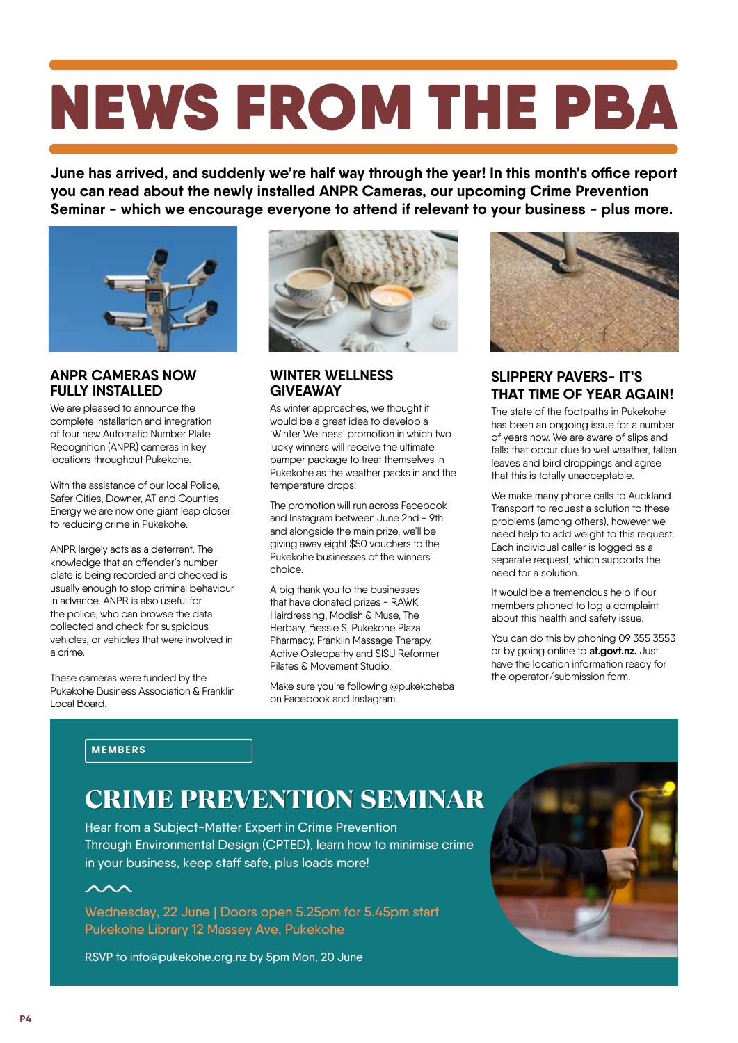# NEWS FROM THE PBA

**June has arrived, and suddenly we're half way through the year! In this month's office report you can read about the newly installed ANPR Cameras, our upcoming Crime Prevention Seminar - which we encourage everyone to attend if relevant to your business - plus more.**

## ANPR CAMERAS NOW FULLY INSTALLED

We are pleased to announce the complete installation and integration of four new Automatic Number Plate Recognition (ANPR) cameras in key locations throughout Pukekohe.

With the assistance of our local Police, Safer Cities, Downer, AT and Counties Energy we are now one giant leap closer to reducing crime in Pukekohe.

ANPR largely acts as a deterrent. The knowledge that an offender's number plate is being recorded and checked is usually enough to stop criminal behaviour in advance. ANPR is also useful for the police, who can browse the data collected and check for suspicious vehicles, or vehicles that were involved in a crime.

These cameras were funded by the Pukekohe Business Association & Franklin Local Board.

## WINTER WELLNESS GIVEAWAY

As winter approaches, we thought it would be a great idea to develop a 'Winter Wellness' promotion in which two lucky winners will receive the ultimate pamper package to treat themselves in Pukekohe as the weather packs in and the temperature drops!

The promotion will run across Facebook and Instagram between June 2nd - 9th and alongside the main prize, we'll be giving away eight $50 vouchers to the Pukekohe businesses of the winners' choice.

A big thank you to the businesses that have donated prizes - RAWK Hairdressing, Modish & Muse, The Herbary, Bessie S, Pukekohe Plaza Pharmacy, Franklin Massage Therapy, Active Osteopathy and SISU Reformer Pilates & Movement Studio.

Make sure you're following @pukekoheba on Facebook and Instagram.

## SLIPPERY PAVERS- IT'S THAT TIME OF YEAR AGAIN!

The state of the footpaths in Pukekohe has been an ongoing issue for a number of years now. We are aware of slips and falls that occur due to wet weather, fallen leaves and bird droppings and agree that this is totally unacceptable.

We make many phone calls to Auckland Transport to request a solution to these problems (among others), however we need help to add weight to this request. Each individual caller is logged as a separate request, which supports the need for a solution.

It would be a tremendous help if our members phoned to log a complaint about this health and safety issue.

You can do this by phoning 09 355 3553 or by going online to **at.govt.nz.** Just have the location information ready for the operator/submission form.

MEMBERS

## CRIME PREVENTION SEMINAR

Hear from a Subject-Matter Expert in Crime Prevention Through Environmental Design (CPTED), learn how to minimise crime in your business, keep staff safe, plus loads more!

Wednesday, 22 June | Doors open 5.25pm for 5.45pm start
Pukekohe Library 12 Massey Ave, Pukekohe

RSVP to info@pukekohe.org.nz by 5pm Mon, 20 June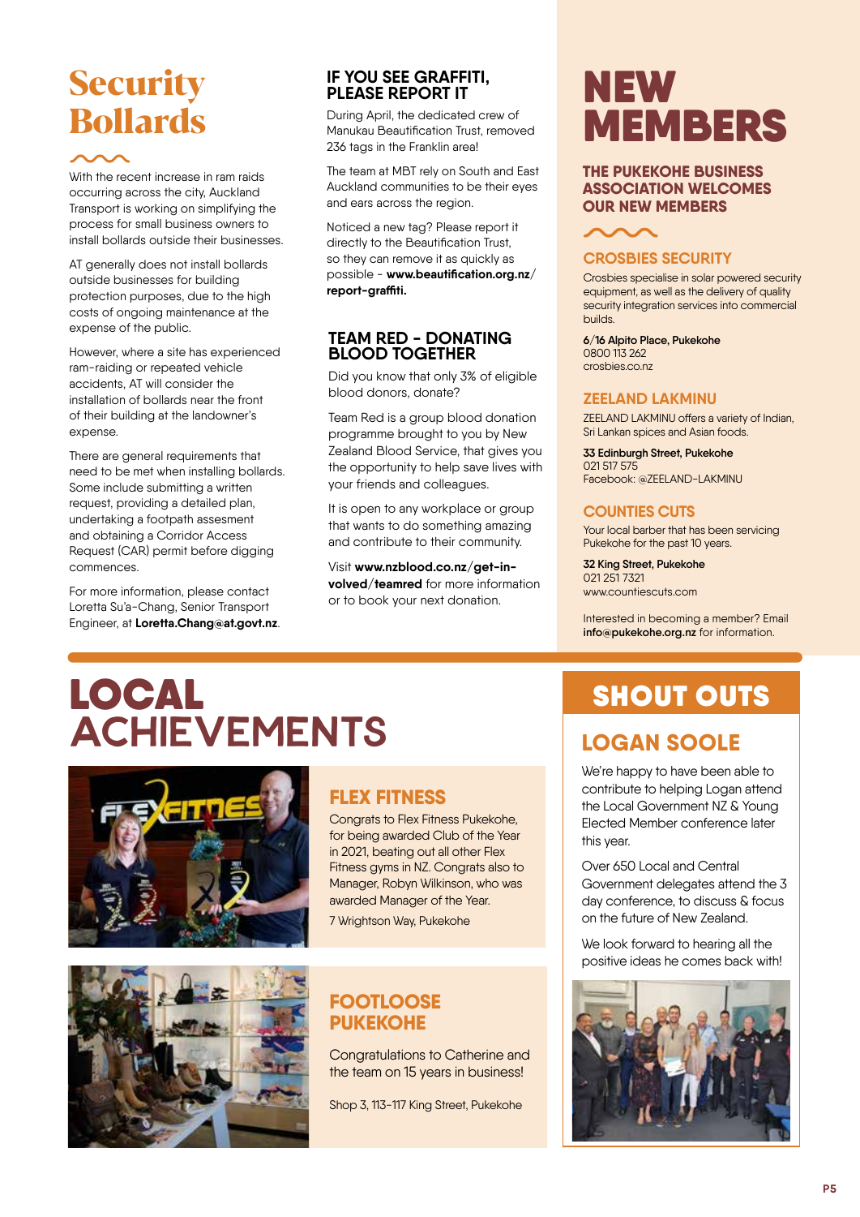# Security Bollards

With the recent increase in ram raids occurring across the city, Auckland Transport is working on simplifying the process for small business owners to install bollards outside their businesses.

AT generally does not install bollards outside businesses for building protection purposes, due to the high costs of ongoing maintenance at the expense of the public.

However, where a site has experienced ram-raiding or repeated vehicle accidents, AT will consider the installation of bollards near the front of their building at the landowner's expense.

There are general requirements that need to be met when installing bollards. Some include submitting a written request, providing a detailed plan, undertaking a footpath assesment and obtaining a Corridor Access Request (CAR) permit before digging commences.

For more information, please contact Loretta Su'a-Chang, Senior Transport Engineer, at **Loretta.Chang@at.govt.nz**.

## IF YOU SEE GRAFFITI, PLEASE REPORT IT

During April, the dedicated crew of Manukau Beautification Trust, removed 236 tags in the Franklin area!

The team at MBT rely on South and East Auckland communities to be their eyes and ears across the region.

Noticed a new tag? Please report it directly to the Beautification Trust, so they can remove it as quickly as possible - **www.beautification.org.nz/report-graffiti.**

## TEAM RED - DONATING BLOOD TOGETHER

Did you know that only 3% of eligible blood donors, donate?

Team Red is a group blood donation programme brought to you by New Zealand Blood Service, that gives you the opportunity to help save lives with your friends and colleagues.

It is open to any workplace or group that wants to do something amazing and contribute to their community.

Visit **www.nzblood.co.nz/get-in-volved/teamred** for more information or to book your next donation.

# NEW MEMBERS

## THE PUKEKOHE BUSINESS ASSOCIATION WELCOMES OUR NEW MEMBERS

### CROSBIES SECURITY

Crosbies specialise in solar powered security equipment, as well as the delivery of quality security integration services into commercial builds.

**6/16 Alpito Place, Pukekohe**
0800 113 262
crosbies.co.nz

### ZEELAND LAKMINU

ZEELAND LAKMINU offers a variety of Indian, Sri Lankan spices and Asian foods.

**33 Edinburgh Street, Pukekohe**
021 517 575
Facebook: @ZEELAND-LAKMINU

### COUNTIES CUTS

Your local barber that has been servicing Pukekohe for the past 10 years.

**32 King Street, Pukekohe**
021 251 7321
www.countiescuts.com

Interested in becoming a member? Email **info@pukekohe.org.nz** for information.

# LOCAL ACHIEVEMENTS

### FLEX FITNESS

Congrats to Flex Fitness Pukekohe, for being awarded Club of the Year in 2021, beating out all other Flex Fitness gyms in NZ. Congrats also to Manager, Robyn Wilkinson, who was awarded Manager of the Year.

7 Wrightson Way, Pukekohe

### FOOTLOOSE PUKEKOHE

Congratulations to Catherine and the team on 15 years in business!

Shop 3, 113-117 King Street, Pukekohe

# SHOUT OUTS

### LOGAN SOOLE

We're happy to have been able to contribute to helping Logan attend the Local Government NZ & Young Elected Member conference later this year.

Over 650 Local and Central Government delegates attend the 3 day conference, to discuss & focus on the future of New Zealand.

We look forward to hearing all the positive ideas he comes back with!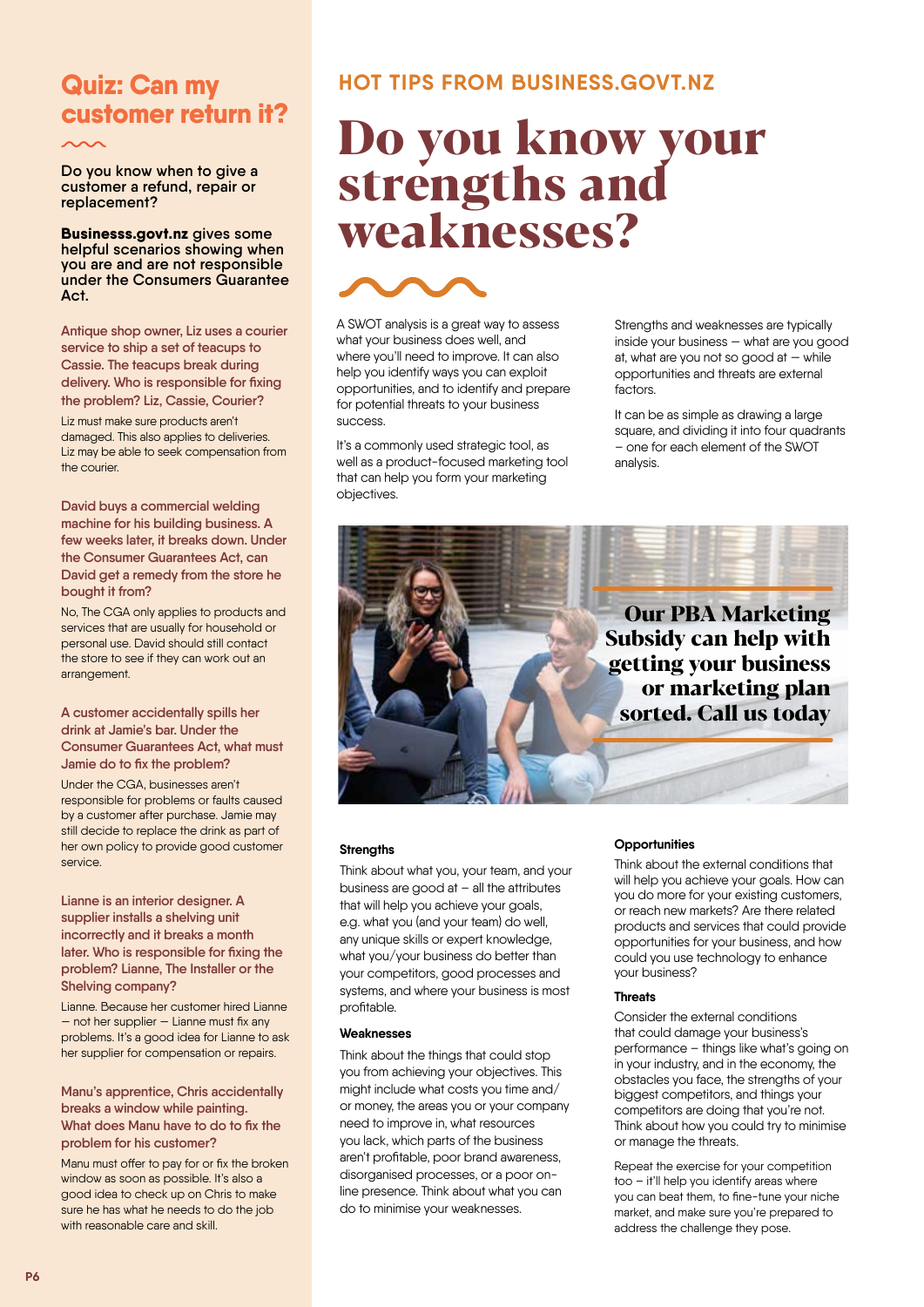## Quiz: Can my customer return it?

**Do you know when to give a customer a refund, repair or replacement?**

**Businesss.govt.nz gives some helpful scenarios showing when you are and are not responsible under the Consumers Guarantee Act.**

**Antique shop owner, Liz uses a courier service to ship a set of teacups to Cassie. The teacups break during delivery. Who is responsible for fixing the problem? Liz, Cassie, Courier?**

Liz must make sure products aren't damaged. This also applies to deliveries. Liz may be able to seek compensation from the courier.

**David buys a commercial welding machine for his building business. A few weeks later, it breaks down. Under the Consumer Guarantees Act, can David get a remedy from the store he bought it from?**

No, The CGA only applies to products and services that are usually for household or personal use. David should still contact the store to see if they can work out an arrangement.

**A customer accidentally spills her drink at Jamie's bar. Under the Consumer Guarantees Act, what must Jamie do to fix the problem?**

Under the CGA, businesses aren't responsible for problems or faults caused by a customer after purchase. Jamie may still decide to replace the drink as part of her own policy to provide good customer service.

**Lianne is an interior designer. A supplier installs a shelving unit incorrectly and it breaks a month later. Who is responsible for fixing the problem? Lianne, The Installer or the Shelving company?**

Lianne. Because her customer hired Lianne — not her supplier — Lianne must fix any problems. It's a good idea for Lianne to ask her supplier for compensation or repairs.

**Manu's apprentice, Chris accidentally breaks a window while painting. What does Manu have to do to fix the problem for his customer?**

Manu must offer to pay for or fix the broken window as soon as possible. It's also a good idea to check up on Chris to make sure he has what he needs to do the job with reasonable care and skill.

### HOT TIPS FROM BUSINESS.GOVT.NZ

# Do you know your strengths and weaknesses?

A SWOT analysis is a great way to assess what your business does well, and where you'll need to improve. It can also help you identify ways you can exploit opportunities, and to identify and prepare for potential threats to your business success.

It's a commonly used strategic tool, as well as a product-focused marketing tool that can help you form your marketing objectives.

Strengths and weaknesses are typically inside your business — what are you good at, what are you not so good at — while opportunities and threats are external factors.

It can be as simple as drawing a large square, and dividing it into four quadrants – one for each element of the SWOT analysis.

**Our PBA Marketing Subsidy can help with getting your business or marketing plan sorted. Call us today**

#### Strengths

Think about what you, your team, and your business are good at – all the attributes that will help you achieve your goals, e.g. what you (and your team) do well, any unique skills or expert knowledge, what you/your business do better than your competitors, good processes and systems, and where your business is most profitable.

#### Weaknesses

Think about the things that could stop you from achieving your objectives. This might include what costs you time and/or money, the areas you or your company need to improve in, what resources you lack, which parts of the business aren't profitable, poor brand awareness, disorganised processes, or a poor on-line presence. Think about what you can do to minimise your weaknesses.

#### Opportunities

Think about the external conditions that will help you achieve your goals. How can you do more for your existing customers, or reach new markets? Are there related products and services that could provide opportunities for your business, and how could you use technology to enhance your business?

#### Threats

Consider the external conditions that could damage your business's performance – things like what's going on in your industry, and in the economy, the obstacles you face, the strengths of your biggest competitors, and things your competitors are doing that you're not. Think about how you could try to minimise or manage the threats.

Repeat the exercise for your competition too – it'll help you identify areas where you can beat them, to fine-tune your niche market, and make sure you're prepared to address the challenge they pose.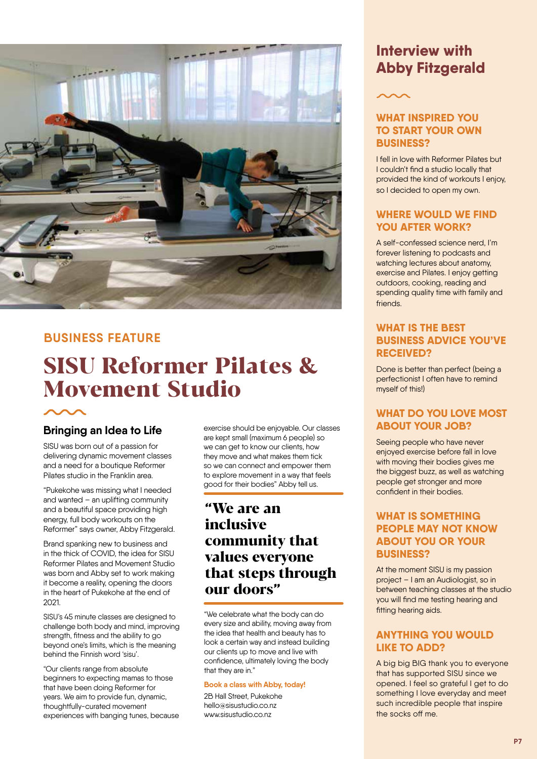BUSINESS FEATURE

# SISU Reformer Pilates & Movement Studio

## Bringing an Idea to Life

SISU was born out of a passion for delivering dynamic movement classes and a need for a boutique Reformer Pilates studio in the Franklin area.

"Pukekohe was missing what I needed and wanted – an uplifting community and a beautiful space providing high energy, full body workouts on the Reformer" says owner, Abby Fitzgerald.

Brand spanking new to business and in the thick of COVID, the idea for SISU Reformer Pilates and Movement Studio was born and Abby set to work making it become a reality, opening the doors in the heart of Pukekohe at the end of 2021.

SISU's 45 minute classes are designed to challenge both body and mind, improving strength, fitness and the ability to go beyond one's limits, which is the meaning behind the Finnish word 'sisu'.

"Our clients range from absolute beginners to expecting mamas to those that have been doing Reformer for years. We aim to provide fun, dynamic, thoughtfully-curated movement experiences with banging tunes, because exercise should be enjoyable. Our classes are kept small (maximum 6 people) so we can get to know our clients, how they move and what makes them tick so we can connect and empower them to explore movement in a way that feels good for their bodies" Abby tell us.

> **"We are an inclusive community that values everyone that steps through our doors"**

"We celebrate what the body can do every size and ability, moving away from the idea that health and beauty has to look a certain way and instead building our clients up to move and live with confidence, ultimately loving the body that they are in."

**Book a class with Abby, today!**

2B Hall Street, Pukekohe
hello@sisustudio.co.nz
www.sisustudio.co.nz

## Interview with Abby Fitzgerald

### WHAT INSPIRED YOU TO START YOUR OWN BUSINESS?

I fell in love with Reformer Pilates but I couldn't find a studio locally that provided the kind of workouts I enjoy, so I decided to open my own.

### WHERE WOULD WE FIND YOU AFTER WORK?

A self-confessed science nerd, I'm forever listening to podcasts and watching lectures about anatomy, exercise and Pilates. I enjoy getting outdoors, cooking, reading and spending quality time with family and friends.

### WHAT IS THE BEST BUSINESS ADVICE YOU'VE RECEIVED?

Done is better than perfect (being a perfectionist I often have to remind myself of this!)

### WHAT DO YOU LOVE MOST ABOUT YOUR JOB?

Seeing people who have never enjoyed exercise before fall in love with moving their bodies gives me the biggest buzz, as well as watching people get stronger and more confident in their bodies.

### WHAT IS SOMETHING PEOPLE MAY NOT KNOW ABOUT YOU OR YOUR BUSINESS?

At the moment SISU is my passion project – I am an Audiologist, so in between teaching classes at the studio you will find me testing hearing and fitting hearing aids.

### ANYTHING YOU WOULD LIKE TO ADD?

A big big BIG thank you to everyone that has supported SISU since we opened. I feel so grateful I get to do something I love everyday and meet such incredible people that inspire the socks off me.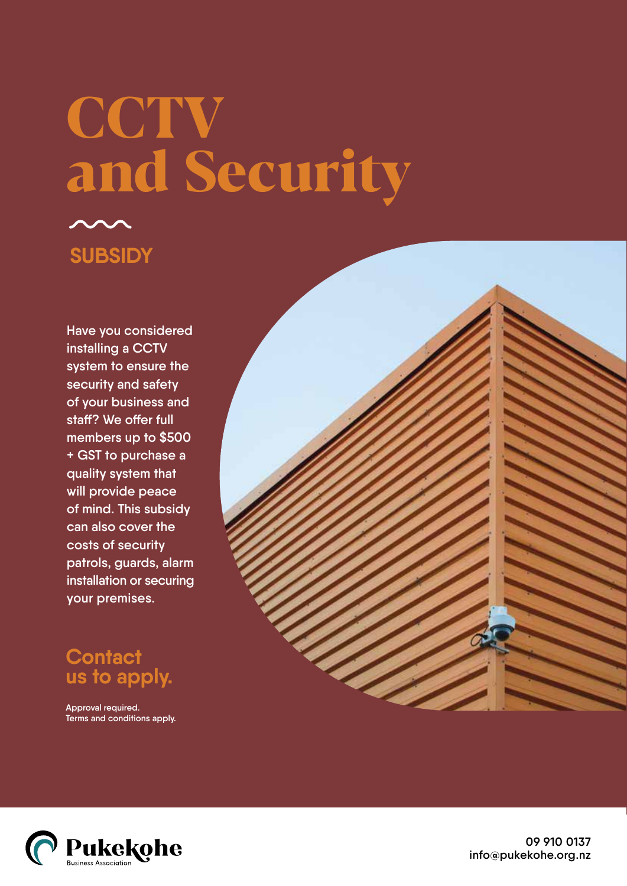# CCTV and Security

## SUBSIDY

Have you considered installing a CCTV system to ensure the security and safety of your business and staff? We offer full members up to $500 + GST to purchase a quality system that will provide peace of mind. This subsidy can also cover the costs of security patrols, guards, alarm installation or securing your premises.

## Contact us to apply.

Approval required.
Terms and conditions apply.

Pukekohe Business Association

09 910 0137
info@pukekohe.org.nz